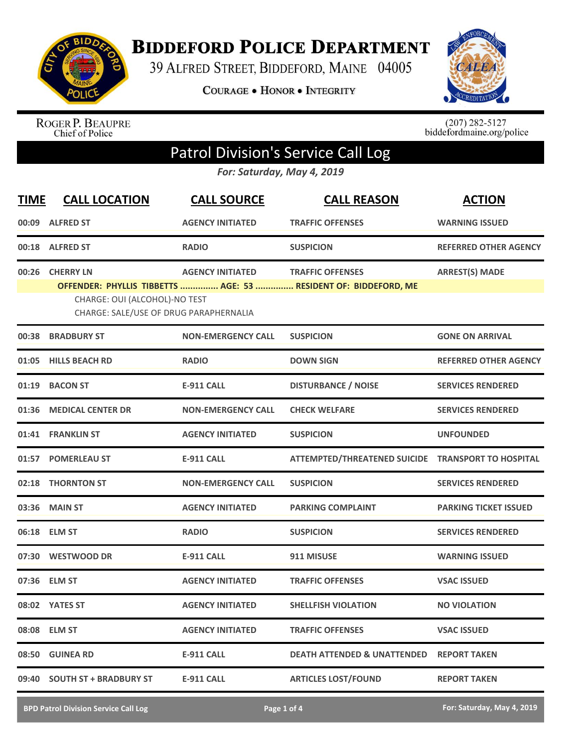# BIDDEFORD POLICE DEPARTMENT

39 ALFRED STREET, BIDDEFORD, MAINE 04005

COURAGE • HONOR • INTEGRITY

ROGER P. BEAUPRE
Chief of Police

(207) 282-5127
biddefordmaine.org/police

## Patrol Division's Service Call Log

*For: Saturday, May 4, 2019*

| TIME | CALL LOCATION | CALL SOURCE | CALL REASON | ACTION |
|---|---|---|---|---|
| 00:09 | ALFRED ST | AGENCY INITIATED | TRAFFIC OFFENSES | WARNING ISSUED |
| 00:18 | ALFRED ST | RADIO | SUSPICION | REFERRED OTHER AGENCY |
| 00:26 | CHERRY LN | AGENCY INITIATED | TRAFFIC OFFENSES | ARREST(S) MADE |

**OFFENDER: PHYLLIS TIBBETTS ............... AGE: 53 ............... RESIDENT OF: BIDDEFORD, ME**

CHARGE: OUI (ALCOHOL)-NO TEST
CHARGE: SALE/USE OF DRUG PARAPHERNALIA

| TIME | CALL LOCATION | CALL SOURCE | CALL REASON | ACTION |
|---|---|---|---|---|
| 00:38 | BRADBURY ST | NON-EMERGENCY CALL | SUSPICION | GONE ON ARRIVAL |
| 01:05 | HILLS BEACH RD | RADIO | DOWN SIGN | REFERRED OTHER AGENCY |
| 01:19 | BACON ST | E-911 CALL | DISTURBANCE / NOISE | SERVICES RENDERED |
| 01:36 | MEDICAL CENTER DR | NON-EMERGENCY CALL | CHECK WELFARE | SERVICES RENDERED |
| 01:41 | FRANKLIN ST | AGENCY INITIATED | SUSPICION | UNFOUNDED |
| 01:57 | POMERLEAU ST | E-911 CALL | ATTEMPTED/THREATENED SUICIDE | TRANSPORT TO HOSPITAL |
| 02:18 | THORNTON ST | NON-EMERGENCY CALL | SUSPICION | SERVICES RENDERED |
| 03:36 | MAIN ST | AGENCY INITIATED | PARKING COMPLAINT | PARKING TICKET ISSUED |
| 06:18 | ELM ST | RADIO | SUSPICION | SERVICES RENDERED |
| 07:30 | WESTWOOD DR | E-911 CALL | 911 MISUSE | WARNING ISSUED |
| 07:36 | ELM ST | AGENCY INITIATED | TRAFFIC OFFENSES | VSAC ISSUED |
| 08:02 | YATES ST | AGENCY INITIATED | SHELLFISH VIOLATION | NO VIOLATION |
| 08:08 | ELM ST | AGENCY INITIATED | TRAFFIC OFFENSES | VSAC ISSUED |
| 08:50 | GUINEA RD | E-911 CALL | DEATH ATTENDED & UNATTENDED | REPORT TAKEN |
| 09:40 | SOUTH ST + BRADBURY ST | E-911 CALL | ARTICLES LOST/FOUND | REPORT TAKEN |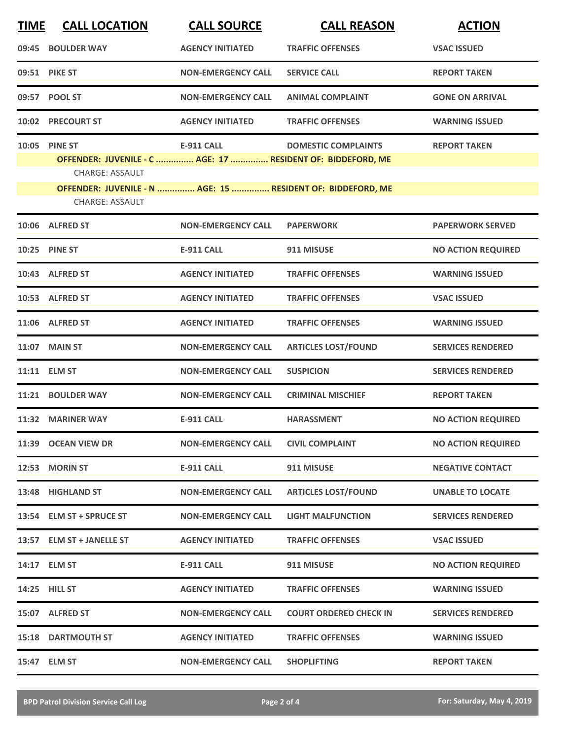| TIME | CALL LOCATION | CALL SOURCE | CALL REASON | ACTION |
|---|---|---|---|---|
| 09:45 | BOULDER WAY | AGENCY INITIATED | TRAFFIC OFFENSES | VSAC ISSUED |
| 09:51 | PIKE ST | NON-EMERGENCY CALL | SERVICE CALL | REPORT TAKEN |
| 09:57 | POOL ST | NON-EMERGENCY CALL | ANIMAL COMPLAINT | GONE ON ARRIVAL |
| 10:02 | PRECOURT ST | AGENCY INITIATED | TRAFFIC OFFENSES | WARNING ISSUED |
| 10:05 | PINE ST | E-911 CALL | DOMESTIC COMPLAINTS | REPORT TAKEN |
| | OFFENDER: JUVENILE - C ............... AGE: 17 ............... RESIDENT OF: BIDDEFORD, ME | | | |
| | CHARGE: ASSAULT | | | |
| | OFFENDER: JUVENILE - N ............... AGE: 15 ............... RESIDENT OF: BIDDEFORD, ME | | | |
| | CHARGE: ASSAULT | | | |
| 10:06 | ALFRED ST | NON-EMERGENCY CALL | PAPERWORK | PAPERWORK SERVED |
| 10:25 | PINE ST | E-911 CALL | 911 MISUSE | NO ACTION REQUIRED |
| 10:43 | ALFRED ST | AGENCY INITIATED | TRAFFIC OFFENSES | WARNING ISSUED |
| 10:53 | ALFRED ST | AGENCY INITIATED | TRAFFIC OFFENSES | VSAC ISSUED |
| 11:06 | ALFRED ST | AGENCY INITIATED | TRAFFIC OFFENSES | WARNING ISSUED |
| 11:07 | MAIN ST | NON-EMERGENCY CALL | ARTICLES LOST/FOUND | SERVICES RENDERED |
| 11:11 | ELM ST | NON-EMERGENCY CALL | SUSPICION | SERVICES RENDERED |
| 11:21 | BOULDER WAY | NON-EMERGENCY CALL | CRIMINAL MISCHIEF | REPORT TAKEN |
| 11:32 | MARINER WAY | E-911 CALL | HARASSMENT | NO ACTION REQUIRED |
| 11:39 | OCEAN VIEW DR | NON-EMERGENCY CALL | CIVIL COMPLAINT | NO ACTION REQUIRED |
| 12:53 | MORIN ST | E-911 CALL | 911 MISUSE | NEGATIVE CONTACT |
| 13:48 | HIGHLAND ST | NON-EMERGENCY CALL | ARTICLES LOST/FOUND | UNABLE TO LOCATE |
| 13:54 | ELM ST + SPRUCE ST | NON-EMERGENCY CALL | LIGHT MALFUNCTION | SERVICES RENDERED |
| 13:57 | ELM ST + JANELLE ST | AGENCY INITIATED | TRAFFIC OFFENSES | VSAC ISSUED |
| 14:17 | ELM ST | E-911 CALL | 911 MISUSE | NO ACTION REQUIRED |
| 14:25 | HILL ST | AGENCY INITIATED | TRAFFIC OFFENSES | WARNING ISSUED |
| 15:07 | ALFRED ST | NON-EMERGENCY CALL | COURT ORDERED CHECK IN | SERVICES RENDERED |
| 15:18 | DARTMOUTH ST | AGENCY INITIATED | TRAFFIC OFFENSES | WARNING ISSUED |
| 15:47 | ELM ST | NON-EMERGENCY CALL | SHOPLIFTING | REPORT TAKEN |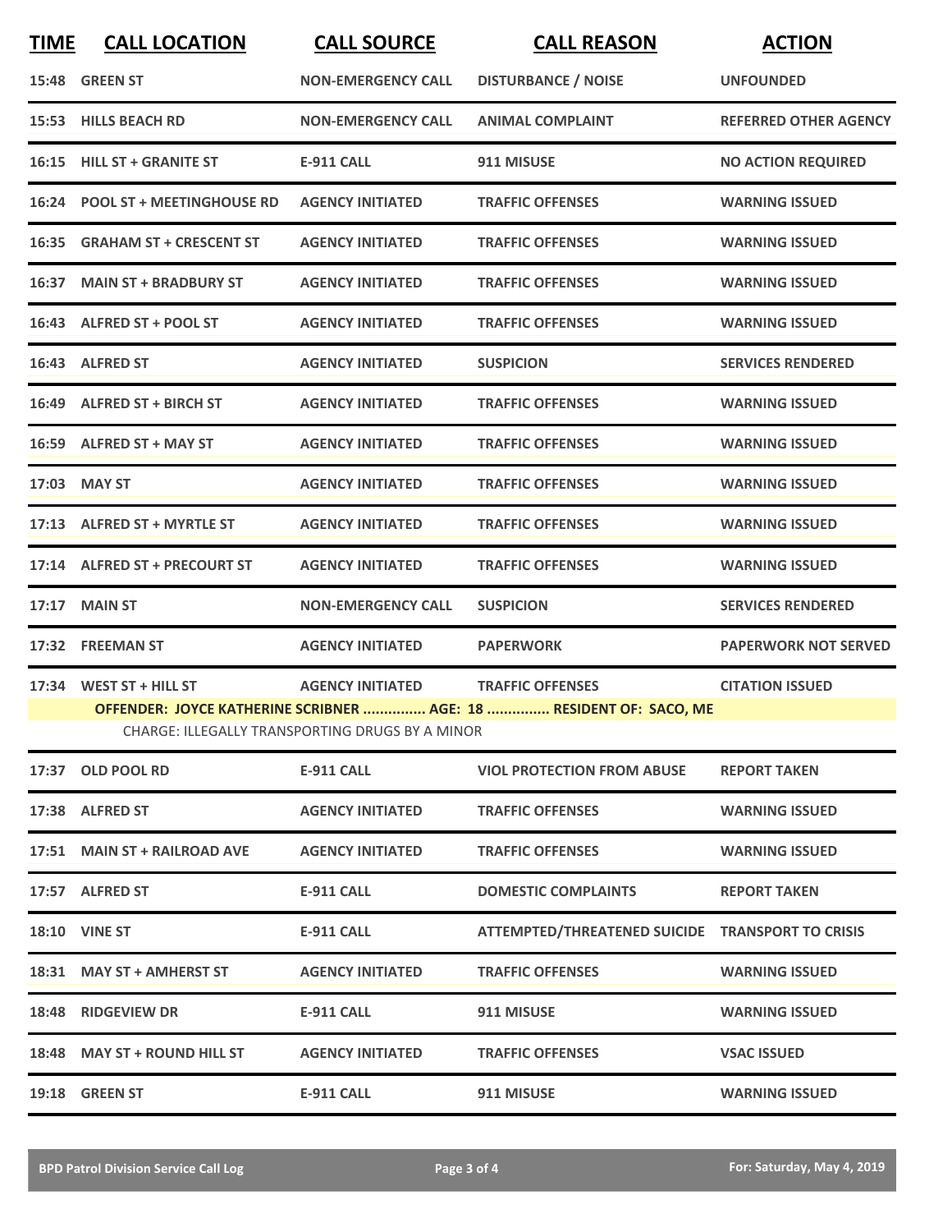| TIME | CALL LOCATION | CALL SOURCE | CALL REASON | ACTION |
|---|---|---|---|---|
| 15:48 | GREEN ST | NON-EMERGENCY CALL | DISTURBANCE / NOISE | UNFOUNDED |
| 15:53 | HILLS BEACH RD | NON-EMERGENCY CALL | ANIMAL COMPLAINT | REFERRED OTHER AGENCY |
| 16:15 | HILL ST + GRANITE ST | E-911 CALL | 911 MISUSE | NO ACTION REQUIRED |
| 16:24 | POOL ST + MEETINGHOUSE RD | AGENCY INITIATED | TRAFFIC OFFENSES | WARNING ISSUED |
| 16:35 | GRAHAM ST + CRESCENT ST | AGENCY INITIATED | TRAFFIC OFFENSES | WARNING ISSUED |
| 16:37 | MAIN ST + BRADBURY ST | AGENCY INITIATED | TRAFFIC OFFENSES | WARNING ISSUED |
| 16:43 | ALFRED ST + POOL ST | AGENCY INITIATED | TRAFFIC OFFENSES | WARNING ISSUED |
| 16:43 | ALFRED ST | AGENCY INITIATED | SUSPICION | SERVICES RENDERED |
| 16:49 | ALFRED ST + BIRCH ST | AGENCY INITIATED | TRAFFIC OFFENSES | WARNING ISSUED |
| 16:59 | ALFRED ST + MAY ST | AGENCY INITIATED | TRAFFIC OFFENSES | WARNING ISSUED |
| 17:03 | MAY ST | AGENCY INITIATED | TRAFFIC OFFENSES | WARNING ISSUED |
| 17:13 | ALFRED ST + MYRTLE ST | AGENCY INITIATED | TRAFFIC OFFENSES | WARNING ISSUED |
| 17:14 | ALFRED ST + PRECOURT ST | AGENCY INITIATED | TRAFFIC OFFENSES | WARNING ISSUED |
| 17:17 | MAIN ST | NON-EMERGENCY CALL | SUSPICION | SERVICES RENDERED |
| 17:32 | FREEMAN ST | AGENCY INITIATED | PAPERWORK | PAPERWORK NOT SERVED |
| 17:34 | WEST ST + HILL ST | AGENCY INITIATED | TRAFFIC OFFENSES | CITATION ISSUED |
| | **OFFENDER: JOYCE KATHERINE SCRIBNER ............... AGE: 18 ............... RESIDENT OF: SACO, ME** | | | |
| | CHARGE: ILLEGALLY TRANSPORTING DRUGS BY A MINOR | | | |
| 17:37 | OLD POOL RD | E-911 CALL | VIOL PROTECTION FROM ABUSE | REPORT TAKEN |
| 17:38 | ALFRED ST | AGENCY INITIATED | TRAFFIC OFFENSES | WARNING ISSUED |
| 17:51 | MAIN ST + RAILROAD AVE | AGENCY INITIATED | TRAFFIC OFFENSES | WARNING ISSUED |
| 17:57 | ALFRED ST | E-911 CALL | DOMESTIC COMPLAINTS | REPORT TAKEN |
| 18:10 | VINE ST | E-911 CALL | ATTEMPTED/THREATENED SUICIDE | TRANSPORT TO CRISIS |
| 18:31 | MAY ST + AMHERST ST | AGENCY INITIATED | TRAFFIC OFFENSES | WARNING ISSUED |
| 18:48 | RIDGEVIEW DR | E-911 CALL | 911 MISUSE | WARNING ISSUED |
| 18:48 | MAY ST + ROUND HILL ST | AGENCY INITIATED | TRAFFIC OFFENSES | VSAC ISSUED |
| 19:18 | GREEN ST | E-911 CALL | 911 MISUSE | WARNING ISSUED |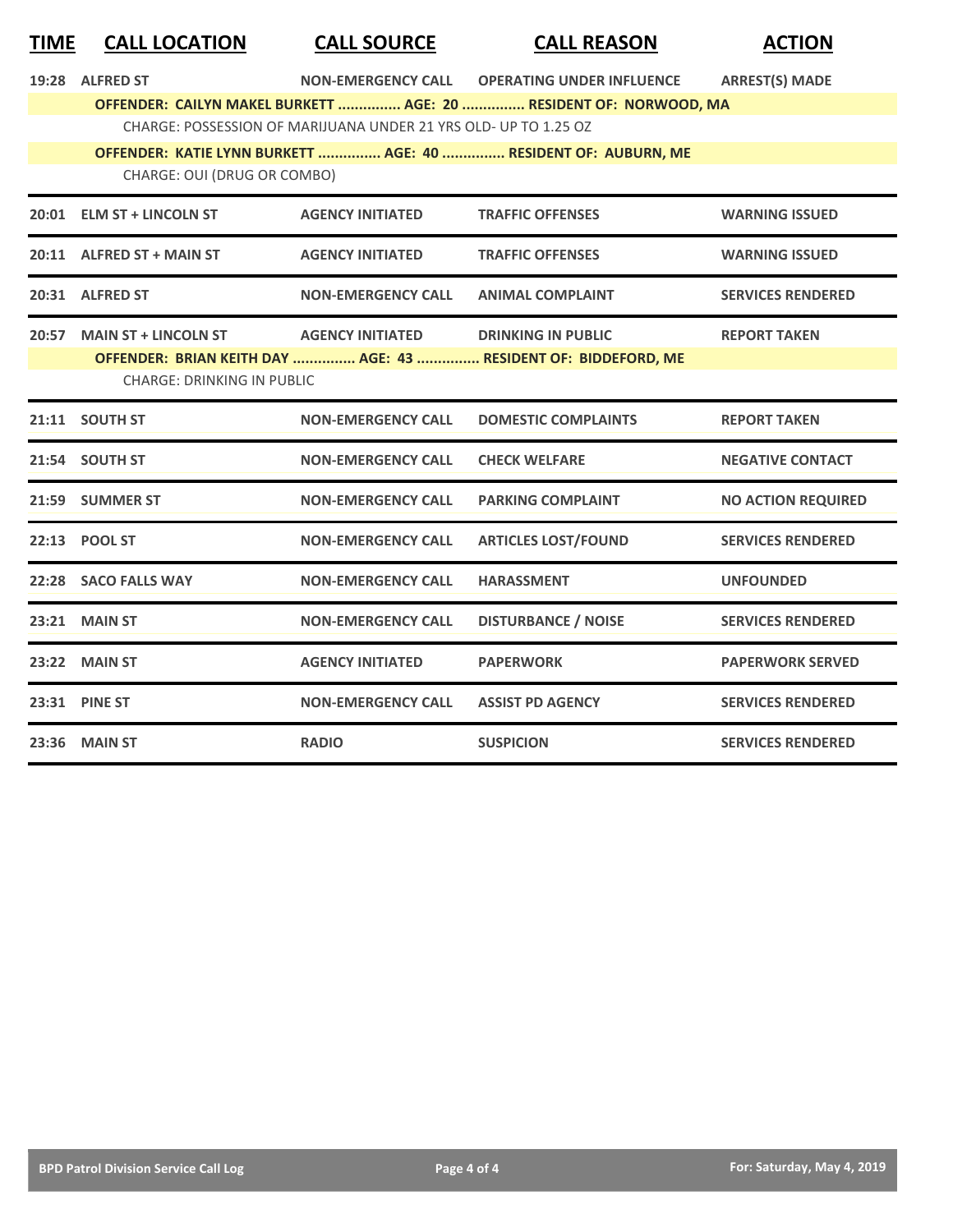| TIME | CALL LOCATION | CALL SOURCE | CALL REASON | ACTION |
|---|---|---|---|---|
| 19:28 | ALFRED ST | NON-EMERGENCY CALL | OPERATING UNDER INFLUENCE | ARREST(S) MADE |
| | **OFFENDER: CAILYN MAKEL BURKETT ............... AGE: 20 ............... RESIDENT OF: NORWOOD, MA** | | | |
| | CHARGE: POSSESSION OF MARIJUANA UNDER 21 YRS OLD- UP TO 1.25 OZ | | | |
| | **OFFENDER: KATIE LYNN BURKETT ............... AGE: 40 ............... RESIDENT OF: AUBURN, ME** | | | |
| | CHARGE: OUI (DRUG OR COMBO) | | | |
| 20:01 | ELM ST + LINCOLN ST | AGENCY INITIATED | TRAFFIC OFFENSES | WARNING ISSUED |
| 20:11 | ALFRED ST + MAIN ST | AGENCY INITIATED | TRAFFIC OFFENSES | WARNING ISSUED |
| 20:31 | ALFRED ST | NON-EMERGENCY CALL | ANIMAL COMPLAINT | SERVICES RENDERED |
| 20:57 | MAIN ST + LINCOLN ST | AGENCY INITIATED | DRINKING IN PUBLIC | REPORT TAKEN |
| | **OFFENDER: BRIAN KEITH DAY ............... AGE: 43 ............... RESIDENT OF: BIDDEFORD, ME** | | | |
| | CHARGE: DRINKING IN PUBLIC | | | |
| 21:11 | SOUTH ST | NON-EMERGENCY CALL | DOMESTIC COMPLAINTS | REPORT TAKEN |
| 21:54 | SOUTH ST | NON-EMERGENCY CALL | CHECK WELFARE | NEGATIVE CONTACT |
| 21:59 | SUMMER ST | NON-EMERGENCY CALL | PARKING COMPLAINT | NO ACTION REQUIRED |
| 22:13 | POOL ST | NON-EMERGENCY CALL | ARTICLES LOST/FOUND | SERVICES RENDERED |
| 22:28 | SACO FALLS WAY | NON-EMERGENCY CALL | HARASSMENT | UNFOUNDED |
| 23:21 | MAIN ST | NON-EMERGENCY CALL | DISTURBANCE / NOISE | SERVICES RENDERED |
| 23:22 | MAIN ST | AGENCY INITIATED | PAPERWORK | PAPERWORK SERVED |
| 23:31 | PINE ST | NON-EMERGENCY CALL | ASSIST PD AGENCY | SERVICES RENDERED |
| 23:36 | MAIN ST | RADIO | SUSPICION | SERVICES RENDERED |